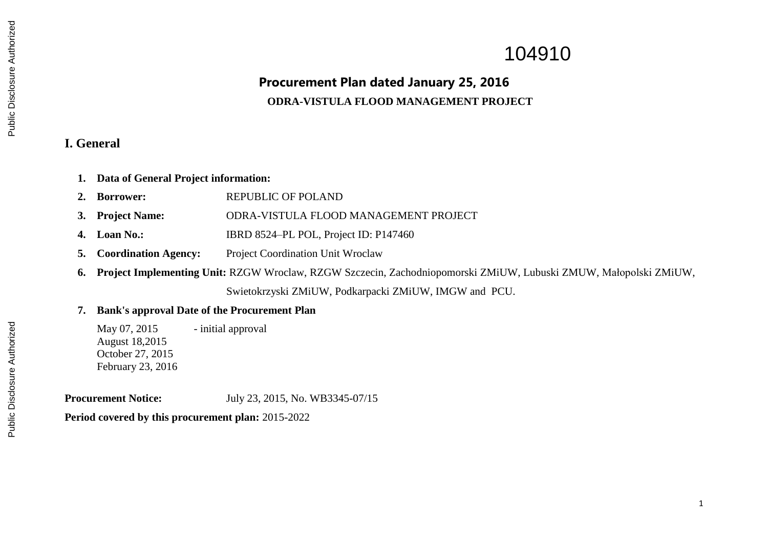104910

# Procurement Plan dated January 25, 2016

## ODRA-VISTULA FLOOD MANAGEMENT PROJECT

## I. General

1. **Data of General Project information:**
2. **Borrower:** REPUBLIC OF POLAND
3. **Project Name:** ODRA-VISTULA FLOOD MANAGEMENT PROJECT
4. **Loan No.:** IBRD 8524–PL POL, Project ID: P147460
5. **Coordination Agency:** Project Coordination Unit Wroclaw
6. **Project Implementing Unit:** RZGW Wroclaw, RZGW Szczecin, Zachodniopomorski ZMiUW, Lubuski ZMUW, Małopolski ZMiUW, Swietokrzyski ZMiUW, Podkarpacki ZMiUW, IMGW and PCU.
7. **Bank's approval Date of the Procurement Plan**

   May 07, 2015 - initial approval
   August 18,2015
   October 27, 2015
   February 23, 2016

**Procurement Notice:** July 23, 2015, No. WB3345-07/15

**Period covered by this procurement plan:** 2015-2022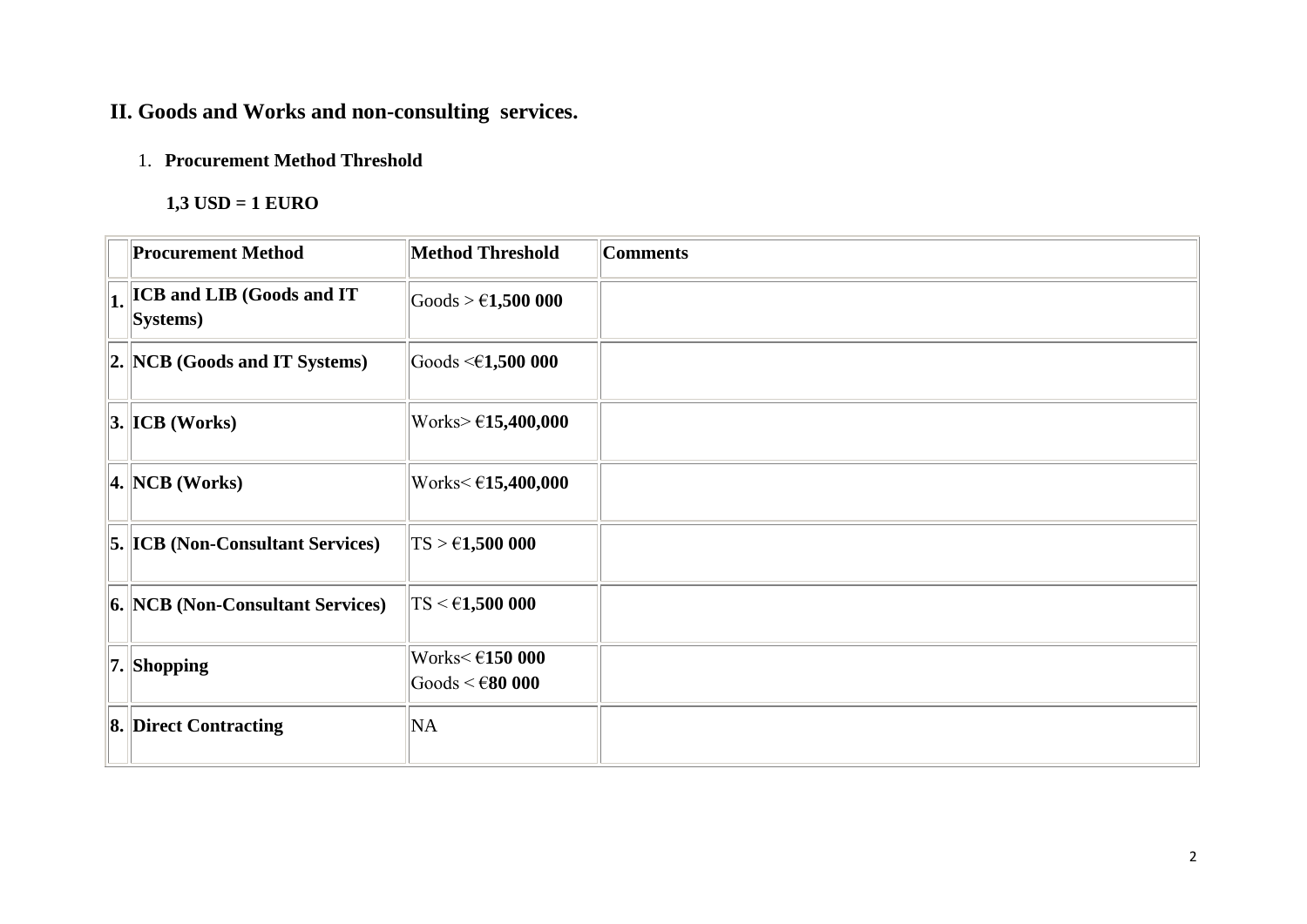## II. Goods and Works and non-consulting services.

1. **Procurement Method Threshold**

**1,3 USD = 1 EURO**

| | Procurement Method | Method Threshold | Comments |
|---|---|---|---|
| 1. | ICB and LIB (Goods and IT Systems) | Goods > €**1,500 000** | |
| 2. | NCB (Goods and IT Systems) | Goods <€**1,500 000** | |
| 3. | ICB (Works) | Works> €**15,400,000** | |
| 4. | NCB (Works) | Works< €**15,400,000** | |
| 5. | ICB (Non-Consultant Services) | TS > €**1,500 000** | |
| 6. | NCB (Non-Consultant Services) | TS < €**1,500 000** | |
| 7. | Shopping | Works< €**150 000**<br>Goods < €**80 000** | |
| 8. | Direct Contracting | NA | |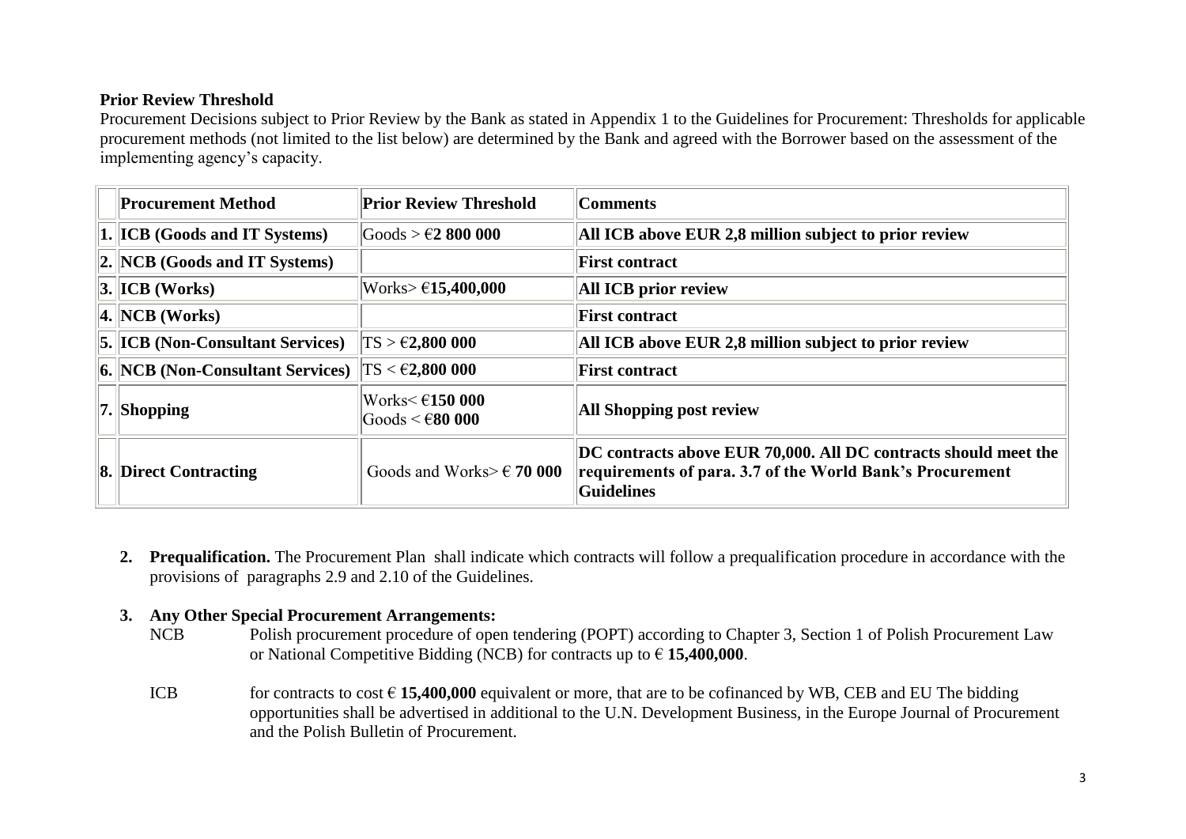**Prior Review Threshold**

Procurement Decisions subject to Prior Review by the Bank as stated in Appendix 1 to the Guidelines for Procurement: Thresholds for applicable procurement methods (not limited to the list below) are determined by the Bank and agreed with the Borrower based on the assessment of the implementing agency's capacity.

| | Procurement Method | Prior Review Threshold | Comments |
|---|---|---|---|
| 1. | **ICB (Goods and IT Systems)** | Goods > €**2 800 000** | **All ICB above EUR 2,8 million subject to prior review** |
| 2. | **NCB (Goods and IT Systems)** | | **First contract** |
| 3. | **ICB (Works)** | Works> €**15,400,000** | **All ICB prior review** |
| 4. | **NCB (Works)** | | **First contract** |
| 5. | **ICB (Non-Consultant Services)** | TS > €**2,800 000** | **All ICB above EUR 2,8 million subject to prior review** |
| 6. | **NCB (Non-Consultant Services)** | TS < €**2,800 000** | **First contract** |
| 7. | **Shopping** | Works< €**150 000**<br>Goods < €**80 000** | **All Shopping post review** |
| 8. | **Direct Contracting** | Goods and Works> € **70 000** | **DC contracts above EUR 70,000. All DC contracts should meet the requirements of para. 3.7 of the World Bank's Procurement Guidelines** |

2. **Prequalification.** The Procurement Plan shall indicate which contracts will follow a prequalification procedure in accordance with the provisions of paragraphs 2.9 and 2.10 of the Guidelines.

3. **Any Other Special Procurement Arrangements:**

   NCB Polish procurement procedure of open tendering (POPT) according to Chapter 3, Section 1 of Polish Procurement Law or National Competitive Bidding (NCB) for contracts up to € **15,400,000**.

   ICB for contracts to cost € **15,400,000** equivalent or more, that are to be cofinanced by WB, CEB and EU The bidding opportunities shall be advertised in additional to the U.N. Development Business, in the Europe Journal of Procurement and the Polish Bulletin of Procurement.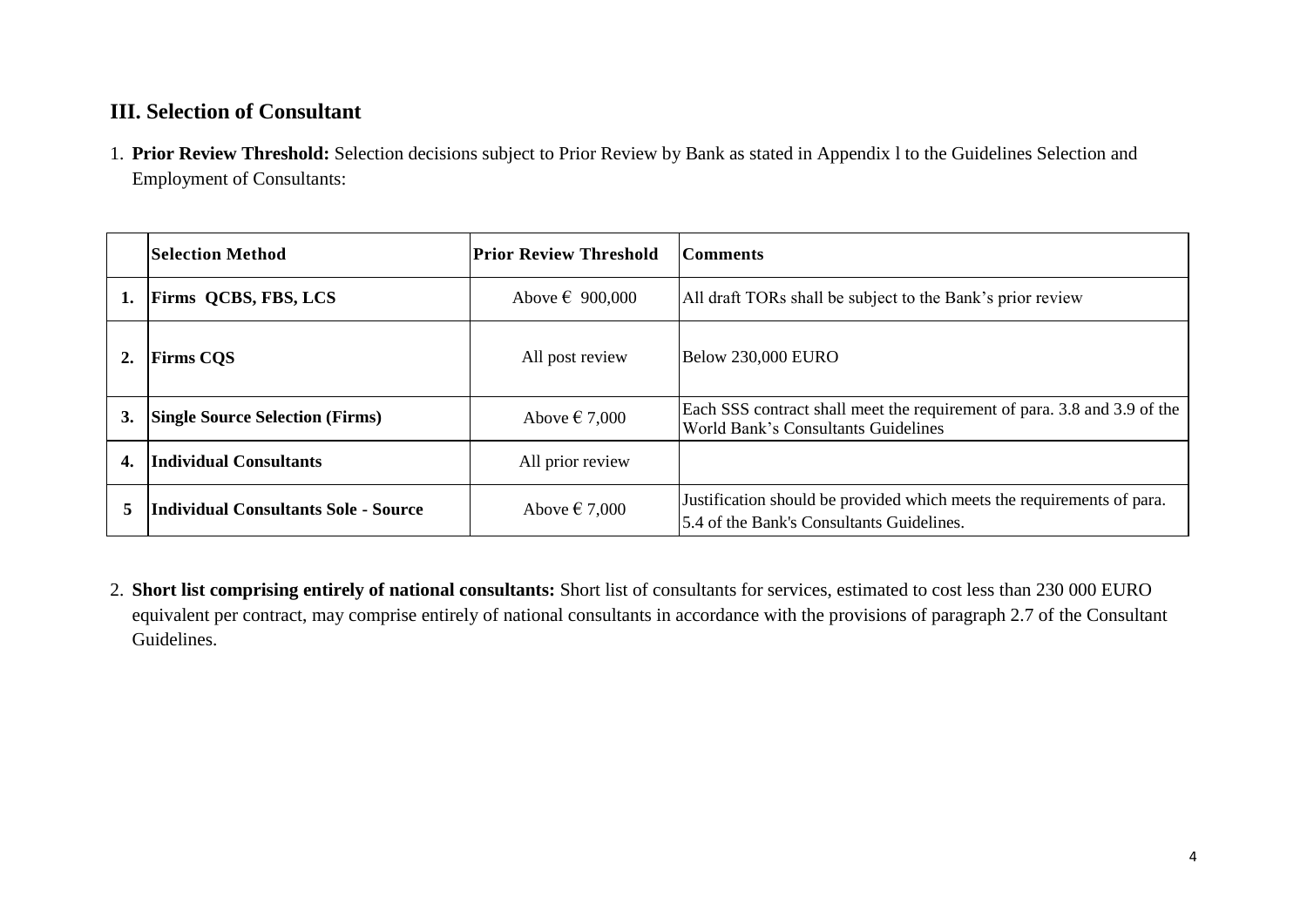## III. Selection of Consultant

1. **Prior Review Threshold:** Selection decisions subject to Prior Review by Bank as stated in Appendix l to the Guidelines Selection and Employment of Consultants:

| | Selection Method | Prior Review Threshold | Comments |
|---|---|---|---|
| 1. | Firms QCBS, FBS, LCS | Above € 900,000 | All draft TORs shall be subject to the Bank's prior review |
| 2. | Firms CQS | All post review | Below 230,000 EURO |
| 3. | Single Source Selection (Firms) | Above € 7,000 | Each SSS contract shall meet the requirement of para. 3.8 and 3.9 of the World Bank's Consultants Guidelines |
| 4. | Individual Consultants | All prior review | |
| 5 | Individual Consultants Sole - Source | Above € 7,000 | Justification should be provided which meets the requirements of para. 5.4 of the Bank's Consultants Guidelines. |

2. **Short list comprising entirely of national consultants:** Short list of consultants for services, estimated to cost less than 230 000 EURO equivalent per contract, may comprise entirely of national consultants in accordance with the provisions of paragraph 2.7 of the Consultant Guidelines.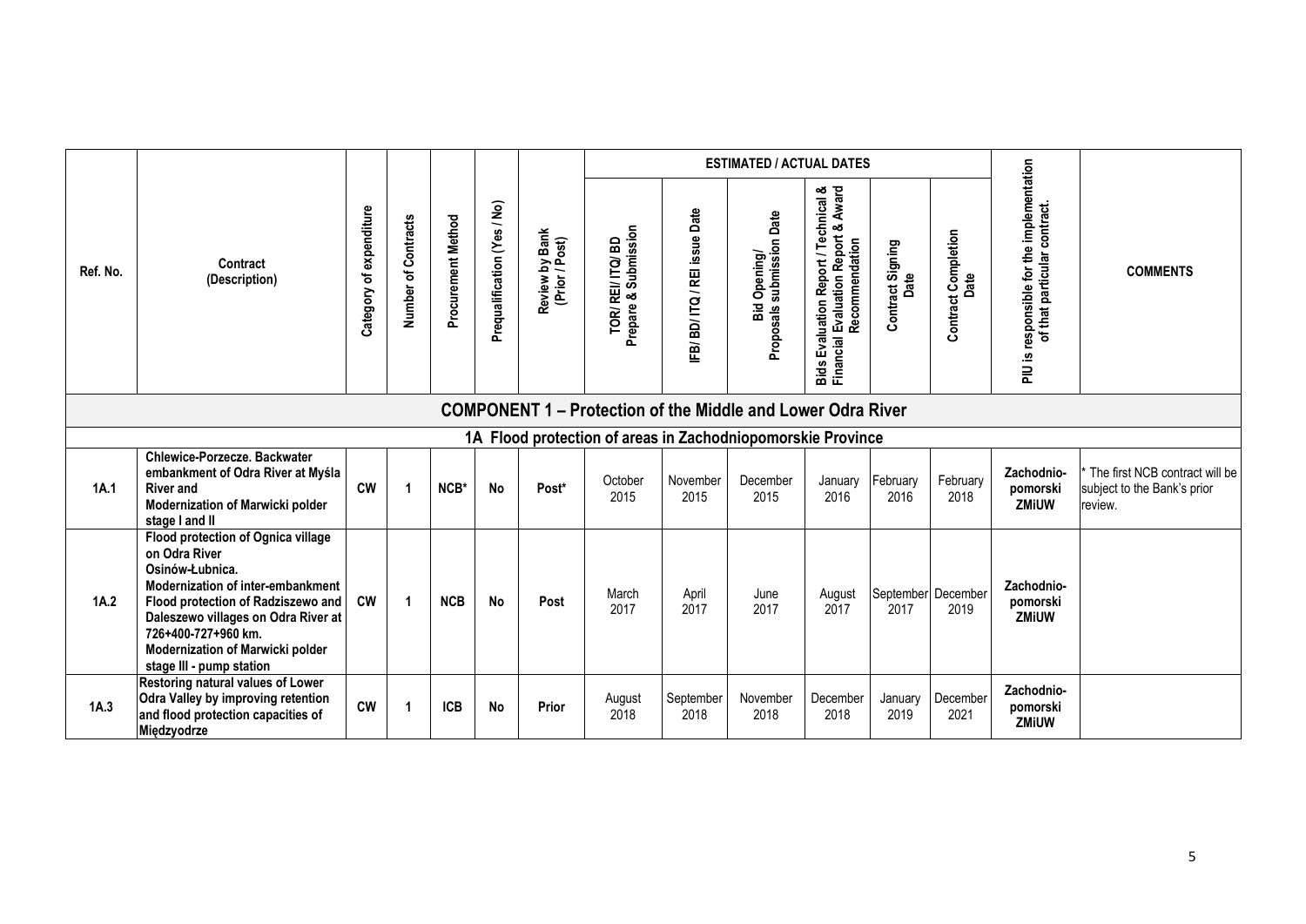| Ref. No. | Contract (Description) | Category of expenditure | Number of Contracts | Procurement Method | Prequalification (Yes / No) | Review by Bank (Prior / Post) | ESTIMATED / ACTUAL DATES | | | | | | PIU is responsible for the implementation of that particular contract. | COMMENTS |
|---|---|---|---|---|---|---|---|---|---|---|---|---|---|---|
| | | | | | | | TOR/ REI/ ITQ/ BD Prepare & Submission | IFB/ BD/ ITQ / REI issue Date | Bid Opening/ Proposals submission Date | Bids Evaluation Report / Technical & Financial Evaluation Report & Award Recommendation | Contract Signing Date | Contract Completion Date | | |
| **COMPONENT 1 – Protection of the Middle and Lower Odra River** | | | | | | | | | | | | | | |
| **1A Flood protection of areas in Zachodniopomorskie Province** | | | | | | | | | | | | | | |
| **1A.1** | **Chlewice-Porzecze. Backwater embankment of Odra River at Myśla River and Modernization of Marwicki polder stage I and II** | **CW** | **1** | **NCB*** | **No** | **Post*** | October 2015 | November 2015 | December 2015 | January 2016 | February 2016 | February 2018 | **Zachodnio-pomorski ZMiUW** | * The first NCB contract will be subject to the Bank's prior review. |
| **1A.2** | **Flood protection of Ognica village on Odra River Osinów-Łubnica. Modernization of inter-embankment Flood protection of Radziszewo and Daleszewo villages on Odra River at 726+400-727+960 km. Modernization of Marwicki polder stage III - pump station** | **CW** | **1** | **NCB** | **No** | **Post** | March 2017 | April 2017 | June 2017 | August 2017 | September 2017 | December 2019 | **Zachodnio-pomorski ZMiUW** | |
| **1A.3** | **Restoring natural values of Lower Odra Valley by improving retention and flood protection capacities of Międzyodrze** | **CW** | **1** | **ICB** | **No** | **Prior** | August 2018 | September 2018 | November 2018 | December 2018 | January 2019 | December 2021 | **Zachodnio-pomorski ZMiUW** | |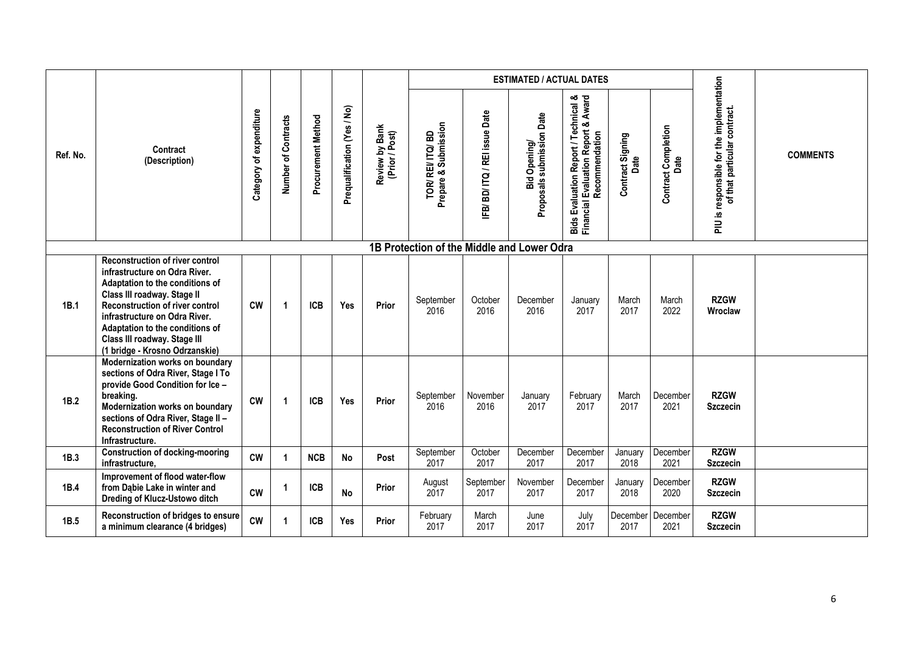| Ref. No. | Contract (Description) | Category of expenditure | Number of Contracts | Procurement Method | Prequalification (Yes / No) | Review by Bank (Prior / Post) | ESTIMATED / ACTUAL DATES | | | | | | PIU is responsible for the implementation of that particular contract. | COMMENTS |
|---|---|---|---|---|---|---|---|---|---|---|---|---|---|---|
| | | | | | | | TOR/ REI/ ITQ/ BD Prepare & Submission | IFB/ BD/ ITQ / REI issue Date | Bid Opening/ Proposals submission Date | Bids Evaluation Report / Technical & Financial Evaluation Report & Award Recommendation | Contract Signing Date | Contract Completion Date | | |
| **1B Protection of the Middle and Lower Odra** | | | | | | | | | | | | | | |
| **1B.1** | **Reconstruction of river control infrastructure on Odra River. Adaptation to the conditions of Class III roadway. Stage II Reconstruction of river control infrastructure on Odra River. Adaptation to the conditions of Class III roadway. Stage III (1 bridge - Krosno Odrzanskie)** | **CW** | **1** | **ICB** | **Yes** | **Prior** | September 2016 | October 2016 | December 2016 | January 2017 | March 2017 | March 2022 | **RZGW Wroclaw** | |
| **1B.2** | **Modernization works on boundary sections of Odra River, Stage I To provide Good Condition for Ice – breaking. Modernization works on boundary sections of Odra River, Stage II – Reconstruction of River Control Infrastructure.** | **CW** | **1** | **ICB** | **Yes** | **Prior** | September 2016 | November 2016 | January 2017 | February 2017 | March 2017 | December 2021 | **RZGW Szczecin** | |
| **1B.3** | **Construction of docking-mooring infrastructure,** | **CW** | **1** | **NCB** | **No** | **Post** | September 2017 | October 2017 | December 2017 | December 2017 | January 2018 | December 2021 | **RZGW Szczecin** | |
| **1B.4** | **Improvement of flood water-flow from Dąbie Lake in winter and Dreding of Klucz-Ustowo ditch** | **CW** | **1** | **ICB** | **No** | **Prior** | August 2017 | September 2017 | November 2017 | December 2017 | January 2018 | December 2020 | **RZGW Szczecin** | |
| **1B.5** | **Reconstruction of bridges to ensure a minimum clearance (4 bridges)** | **CW** | **1** | **ICB** | **Yes** | **Prior** | February 2017 | March 2017 | June 2017 | July 2017 | December 2017 | December 2021 | **RZGW Szczecin** | |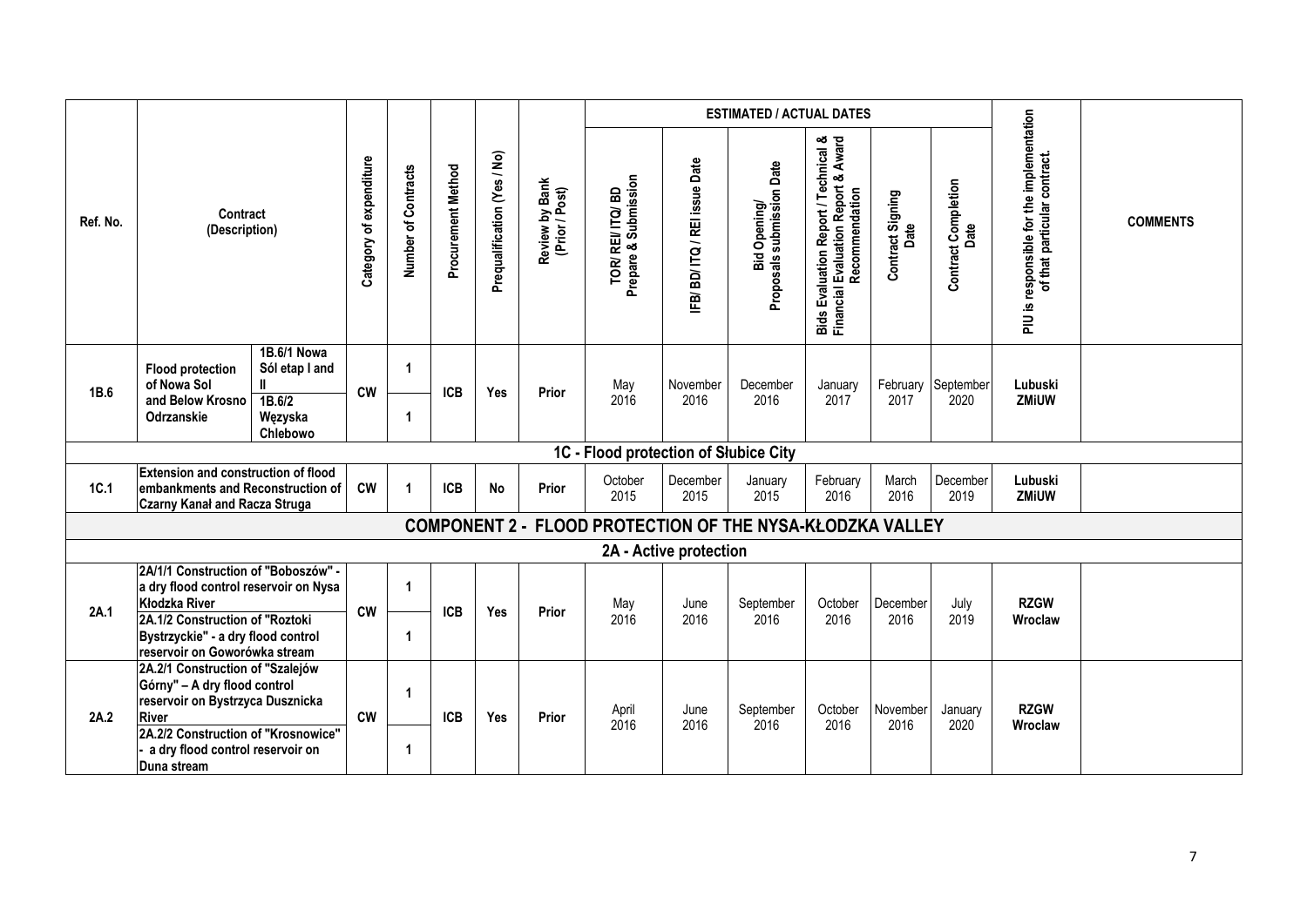| Ref. No. | Contract (Description) | | Category of expenditure | Number of Contracts | Procurement Method | Prequalification (Yes / No) | Review by Bank (Prior / Post) | ESTIMATED / ACTUAL DATES | | | | | | PIU is responsible for the implementation of that particular contract. | COMMENTS |
|---|---|---|---|---|---|---|---|---|---|---|---|---|---|---|---|
| | | | | | | | | TOR/ REI/ ITQ/ BD Prepare & Submission | IFB/ BD/ ITQ / REI issue Date | Bid Opening/ Proposals submission Date | Bids Evaluation Report / Technical & Financial Evaluation Report & Award Recommendation | Contract Signing Date | Contract Completion Date | | |
| 1B.6 | Flood protection of Nowa Sol and Below Krosno Odrzanskie | 1B.6/1 Nowa Sól etap I and II | CW | 1 | ICB | Yes | Prior | May 2016 | November 2016 | December 2016 | January 2017 | February 2017 | September 2020 | Lubuski ZMiUW | |
| | | 1B.6/2 Wężyska Chlebowo | | 1 | | | | | | | | | | | |
| **1C - Flood protection of Słubice City** | | | | | | | | | | | | | | | |
| 1C.1 | Extension and construction of flood embankments and Reconstruction of Czarny Kanał and Racza Struga | | CW | 1 | ICB | No | Prior | October 2015 | December 2015 | January 2015 | February 2016 | March 2016 | December 2019 | Lubuski ZMiUW | |
| **COMPONENT 2 - FLOOD PROTECTION OF THE NYSA-KŁODZKA VALLEY** | | | | | | | | | | | | | | | |
| **2A - Active protection** | | | | | | | | | | | | | | | |
| 2A.1 | 2A/1/1 Construction of "Boboszów" - a dry flood control reservoir on Nysa Kłodzka River | | CW | 1 | ICB | Yes | Prior | May 2016 | June 2016 | September 2016 | October 2016 | December 2016 | July 2019 | RZGW Wroclaw | |
| | 2A.1/2 Construction of "Roztoki Bystrzyckie" - a dry flood control reservoir on Goworówka stream | | | 1 | | | | | | | | | | | |
| 2A.2 | 2A.2/1 Construction of "Szalejów Górny" – A dry flood control reservoir on Bystrzyca Dusznicka River | | CW | 1 | ICB | Yes | Prior | April 2016 | June 2016 | September 2016 | October 2016 | November 2016 | January 2020 | RZGW Wroclaw | |
| | 2A.2/2 Construction of "Krosnowice" - a dry flood control reservoir on Duna stream | | | 1 | | | | | | | | | | | |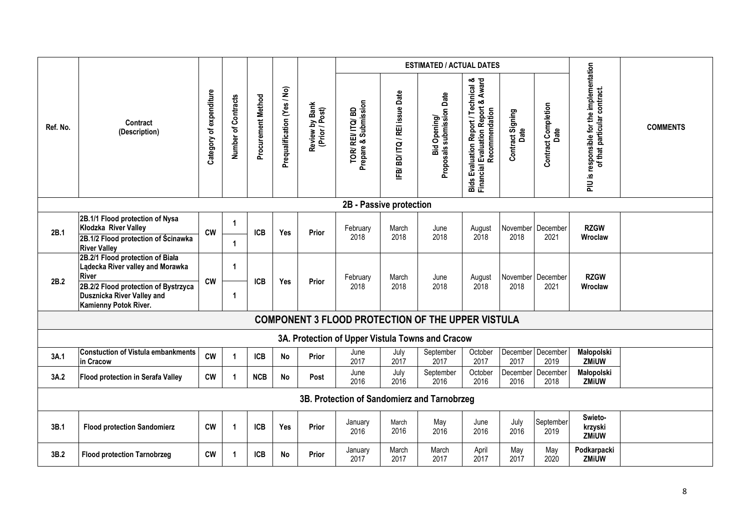| Ref. No. | Contract (Description) | Category of expenditure | Number of Contracts | Procurement Method | Prequalification (Yes / No) | Review by Bank (Prior / Post) | ESTIMATED / ACTUAL DATES | | | | | | PIU is responsible for the implementation of that particular contract. | COMMENTS |
|---|---|---|---|---|---|---|---|---|---|---|---|---|---|---|
| | | | | | | | TOR/ REI/ ITQ/ BD Prepare & Submission | IFB/ BD/ ITQ / REI issue Date | Bid Opening/ Proposals submission Date | Bids Evaluation Report / Technical & Financial Evaluation Report & Award Recommendation | Contract Signing Date | Contract Completion Date | | |
| **2B - Passive protection** | | | | | | | | | | | | | | |
| **2B.1** | **2B.1/1 Flood protection of Nysa Kłodzka River Valley** | **CW** | **1** | **ICB** | **Yes** | **Prior** | February 2018 | March 2018 | June 2018 | August 2018 | November 2018 | December 2021 | **RZGW Wroclaw** | |
| | **2B.1/2 Flood protection of Ścinawka River Valley** | | **1** | | | | | | | | | | | |
| **2B.2** | **2B.2/1 Flood protection of Biała Lądecka River valley and Morawka River** | **CW** | **1** | **ICB** | **Yes** | **Prior** | February 2018 | March 2018 | June 2018 | August 2018 | November 2018 | December 2021 | **RZGW Wrocław** | |
| | **2B.2/2 Flood protection of Bystrzyca Dusznicka River Valley and Kamienny Potok River.** | | **1** | | | | | | | | | | | |
| **COMPONENT 3 FLOOD PROTECTION OF THE UPPER VISTULA** | | | | | | | | | | | | | | |
| **3A. Protection of Upper Vistula Towns and Cracow** | | | | | | | | | | | | | | |
| **3A.1** | **Constuction of Vistula embankments in Cracow** | **CW** | **1** | **ICB** | **No** | **Prior** | June 2017 | July 2017 | September 2017 | October 2017 | December 2017 | December 2019 | **Małopolski ZMiUW** | |
| **3A.2** | **Flood protection in Serafa Valley** | **CW** | **1** | **NCB** | **No** | **Post** | June 2016 | July 2016 | September 2016 | October 2016 | December 2016 | December 2018 | **Małopolski ZMiUW** | |
| **3B. Protection of Sandomierz and Tarnobrzeg** | | | | | | | | | | | | | | |
| **3B.1** | **Flood protection Sandomierz** | **CW** | **1** | **ICB** | **Yes** | **Prior** | January 2016 | March 2016 | May 2016 | June 2016 | July 2016 | September 2019 | **Swieto-krzyski ZMiUW** | |
| **3B.2** | **Flood protection Tarnobrzeg** | **CW** | **1** | **ICB** | **No** | **Prior** | January 2017 | March 2017 | March 2017 | April 2017 | May 2017 | May 2020 | **Podkarpacki ZMiUW** | |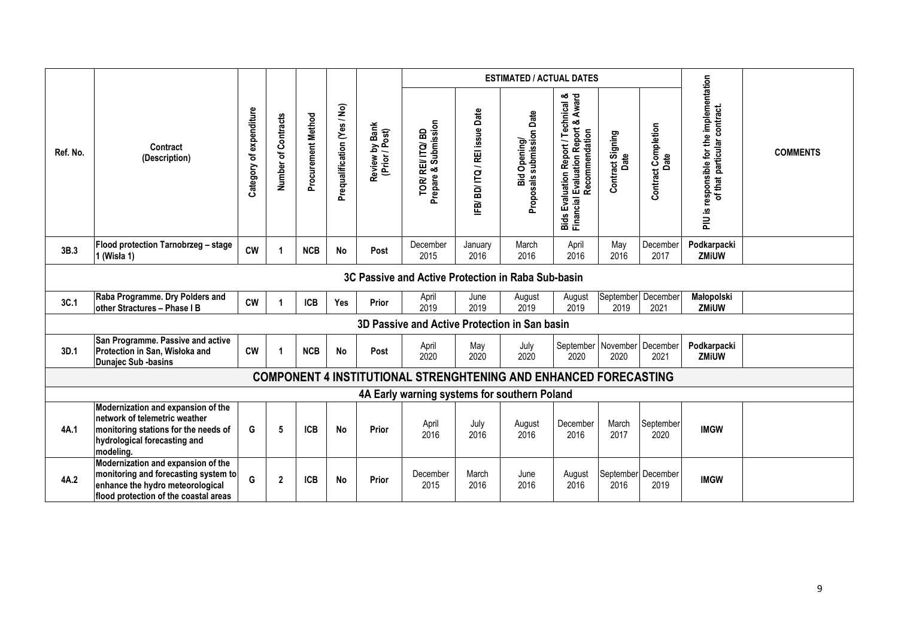| Ref. No. | Contract (Description) | Category of expenditure | Number of Contracts | Procurement Method | Prequalification (Yes / No) | Review by Bank (Prior / Post) | ESTIMATED / ACTUAL DATES | | | | | | PIU is responsible for the implementation of that particular contract. | COMMENTS |
|---|---|---|---|---|---|---|---|---|---|---|---|---|---|---|
| | | | | | | | TOR/ REI/ ITQ/ BD Prepare & Submission | IFB/ BD/ ITQ / REI issue Date | Bid Opening/ Proposals submission Date | Bids Evaluation Report / Technical & Financial Evaluation Report & Award Recommendation | Contract Signing Date | Contract Completion Date | | |
| **3B.3** | **Flood protection Tarnobrzeg – stage 1 (Wisła 1)** | **CW** | **1** | **NCB** | **No** | **Post** | December 2015 | January 2016 | March 2016 | April 2016 | May 2016 | December 2017 | **Podkarpacki ZMiUW** | |
| **3C Passive and Active Protection in Raba Sub-basin** | | | | | | | | | | | | | | |
| **3C.1** | **Raba Programme. Dry Polders and other Stractures – Phase I B** | **CW** | **1** | **ICB** | **Yes** | **Prior** | April 2019 | June 2019 | August 2019 | August 2019 | September 2019 | December 2021 | **Małopolski ZMiUW** | |
| **3D Passive and Active Protection in San basin** | | | | | | | | | | | | | | |
| **3D.1** | **San Programme. Passive and active Protection in San, Wisłoka and Dunajec Sub -basins** | **CW** | **1** | **NCB** | **No** | **Post** | April 2020 | May 2020 | July 2020 | September 2020 | November 2020 | December 2021 | **Podkarpacki ZMiUW** | |
| **COMPONENT 4 INSTITUTIONAL STRENGHTENING AND ENHANCED FORECASTING** | | | | | | | | | | | | | | |
| **4A Early warning systems for southern Poland** | | | | | | | | | | | | | | |
| **4A.1** | **Modernization and expansion of the network of telemetric weather monitoring stations for the needs of hydrological forecasting and modeling.** | **G** | **5** | **ICB** | **No** | **Prior** | April 2016 | July 2016 | August 2016 | December 2016 | March 2017 | September 2020 | **IMGW** | |
| **4A.2** | **Modernization and expansion of the monitoring and forecasting system to enhance the hydro meteorological flood protection of the coastal areas** | **G** | **2** | **ICB** | **No** | **Prior** | December 2015 | March 2016 | June 2016 | August 2016 | September 2016 | December 2019 | **IMGW** | |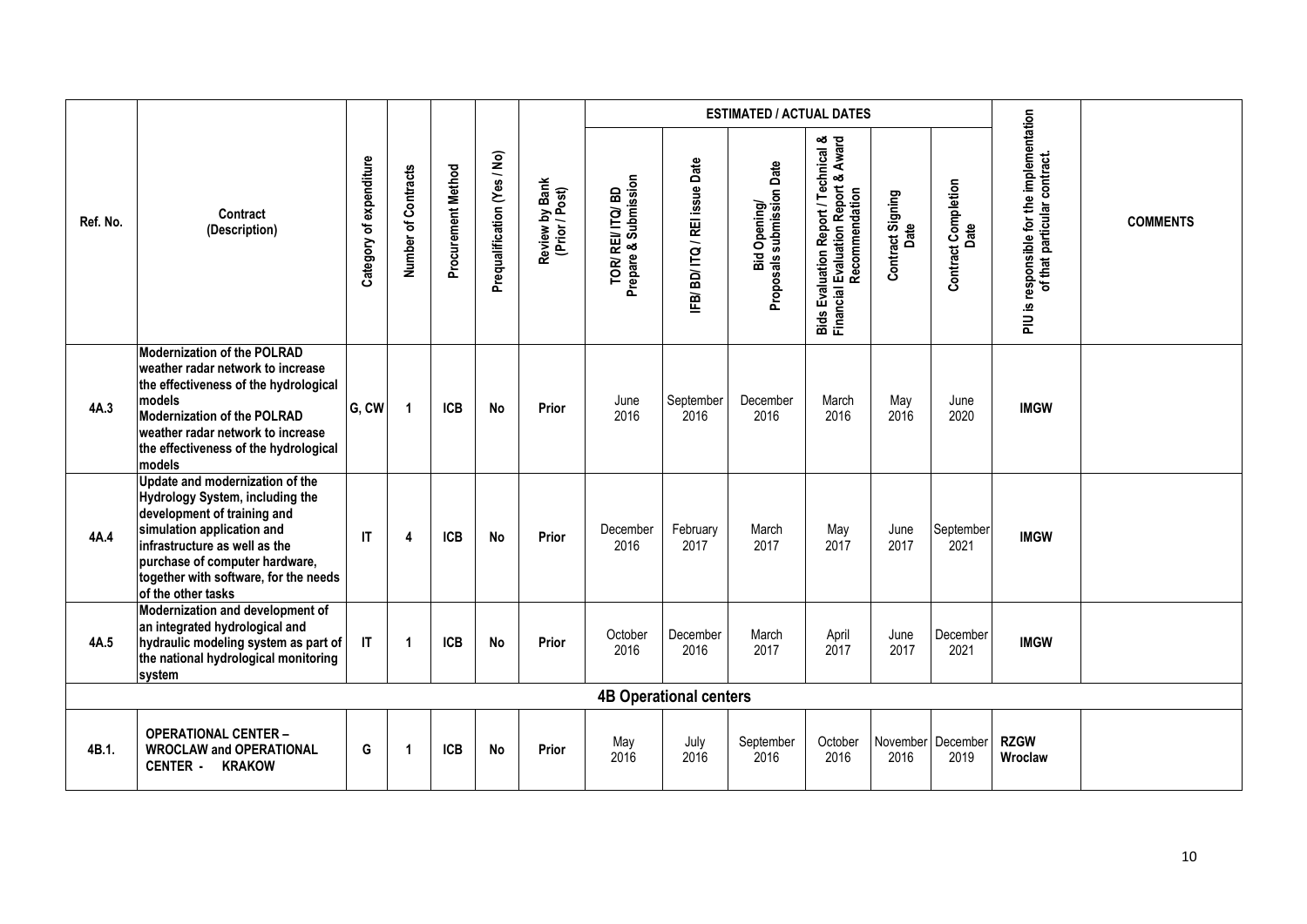| Ref. No. | Contract (Description) | Category of expenditure | Number of Contracts | Procurement Method | Prequalification (Yes / No) | Review by Bank (Prior / Post) | ESTIMATED / ACTUAL DATES | | | | | | PIU is responsible for the implementation of that particular contract. | COMMENTS |
|---|---|---|---|---|---|---|---|---|---|---|---|---|---|---|
| | | | | | | | TOR/ REI/ ITQ/ BD Prepare & Submission | IFB/ BD/ ITQ / REI issue Date | Bid Opening/ Proposals submission Date | Bids Evaluation Report / Technical & Financial Evaluation Report & Award Recommendation | Contract Signing Date | Contract Completion Date | | |
| 4A.3 | **Modernization of the POLRAD weather radar network to increase the effectiveness of the hydrological models Modernization of the POLRAD weather radar network to increase the effectiveness of the hydrological models** | **G, CW** | **1** | **ICB** | **No** | **Prior** | June 2016 | September 2016 | December 2016 | March 2016 | May 2016 | June 2020 | **IMGW** | |
| 4A.4 | **Update and modernization of the Hydrology System, including the development of training and simulation application and infrastructure as well as the purchase of computer hardware, together with software, for the needs of the other tasks** | **IT** | **4** | **ICB** | **No** | **Prior** | December 2016 | February 2017 | March 2017 | May 2017 | June 2017 | September 2021 | **IMGW** | |
| 4A.5 | **Modernization and development of an integrated hydrological and hydraulic modeling system as part of the national hydrological monitoring system** | **IT** | **1** | **ICB** | **No** | **Prior** | October 2016 | December 2016 | March 2017 | April 2017 | June 2017 | December 2021 | **IMGW** | |
| | | | | | | | **4B Operational centers** | | | | | | | |
| 4B.1. | **OPERATIONAL CENTER – WROCLAW and OPERATIONAL CENTER - KRAKOW** | **G** | **1** | **ICB** | **No** | **Prior** | May 2016 | July 2016 | September 2016 | October 2016 | November 2016 | December 2019 | **RZGW Wroclaw** | |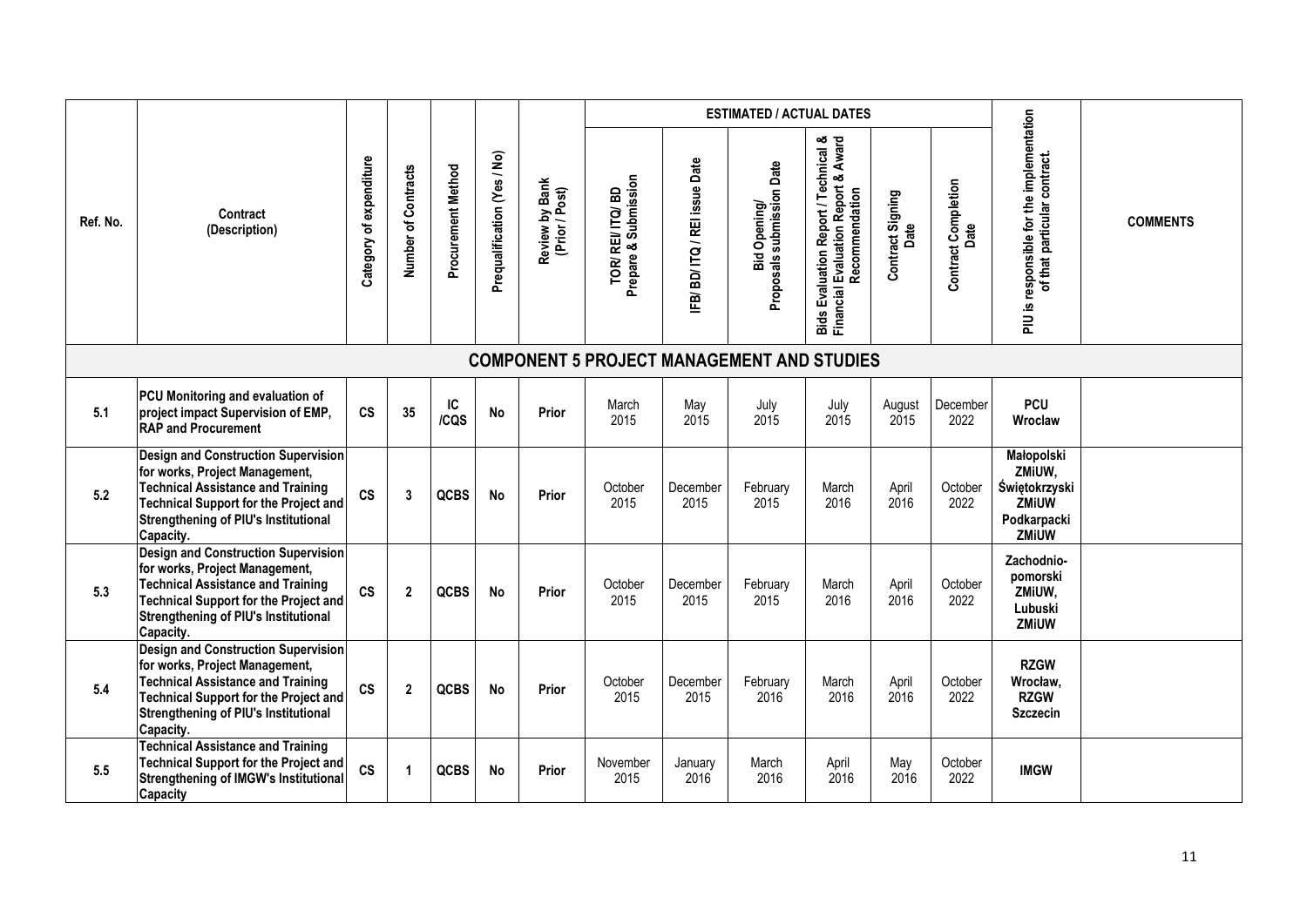| Ref. No. | Contract (Description) | Category of expenditure | Number of Contracts | Procurement Method | Prequalification (Yes / No) | Review by Bank (Prior / Post) | ESTIMATED / ACTUAL DATES | | | | | | PIU is responsible for the implementation of that particular contract. | COMMENTS |
|---|---|---|---|---|---|---|---|---|---|---|---|---|---|---|
| | | | | | | | TOR/ REI/ ITQ/ BD Prepare & Submission | IFB/ BD/ ITQ / REI issue Date | Bid Opening/ Proposals submission Date | Bids Evaluation Report / Technical & Financial Evaluation Report & Award Recommendation | Contract Signing Date | Contract Completion Date | | |
| **COMPONENT 5 PROJECT MANAGEMENT AND STUDIES** | | | | | | | | | | | | | | |
| 5.1 | **PCU Monitoring and evaluation of project impact Supervision of EMP, RAP and Procurement** | **CS** | **35** | **IC /CQS** | **No** | **Prior** | March 2015 | May 2015 | July 2015 | July 2015 | August 2015 | December 2022 | **PCU Wroclaw** | |
| 5.2 | **Design and Construction Supervision for works, Project Management, Technical Assistance and Training Technical Support for the Project and Strengthening of PIU's Institutional Capacity.** | **CS** | **3** | **QCBS** | **No** | **Prior** | October 2015 | December 2015 | February 2015 | March 2016 | April 2016 | October 2022 | **Małopolski ZMiUW, Świętokrzyski ZMiUW Podkarpacki ZMiUW** | |
| 5.3 | **Design and Construction Supervision for works, Project Management, Technical Assistance and Training Technical Support for the Project and Strengthening of PIU's Institutional Capacity.** | **CS** | **2** | **QCBS** | **No** | **Prior** | October 2015 | December 2015 | February 2015 | March 2016 | April 2016 | October 2022 | **Zachodnio-pomorski ZMiUW, Lubuski ZMiUW** | |
| 5.4 | **Design and Construction Supervision for works, Project Management, Technical Assistance and Training Technical Support for the Project and Strengthening of PIU's Institutional Capacity.** | **CS** | **2** | **QCBS** | **No** | **Prior** | October 2015 | December 2015 | February 2016 | March 2016 | April 2016 | October 2022 | **RZGW Wrocław, RZGW Szczecin** | |
| 5.5 | **Technical Assistance and Training Technical Support for the Project and Strengthening of IMGW's Institutional Capacity** | **CS** | **1** | **QCBS** | **No** | **Prior** | November 2015 | January 2016 | March 2016 | April 2016 | May 2016 | October 2022 | **IMGW** | |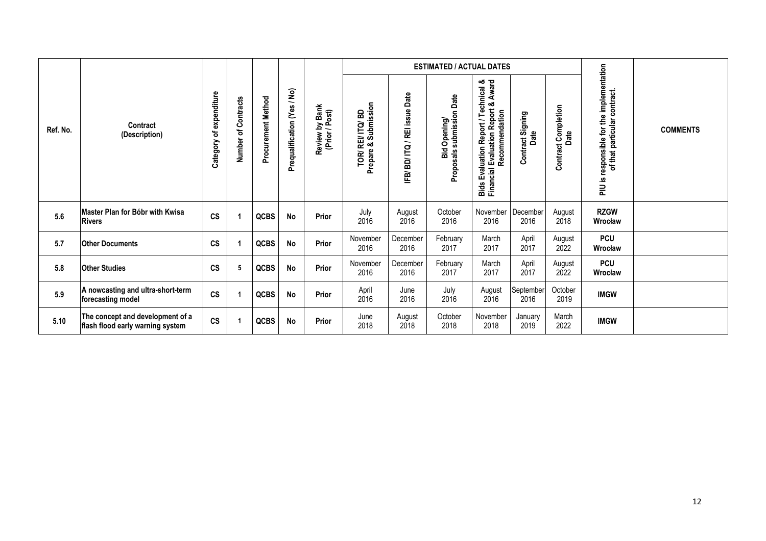| Ref. No. | Contract (Description) | Category of expenditure | Number of Contracts | Procurement Method | Prequalification (Yes / No) | Review by Bank (Prior / Post) | ESTIMATED / ACTUAL DATES | | | | | | PIU is responsible for the implementation of that particular contract. | COMMENTS |
|---|---|---|---|---|---|---|---|---|---|---|---|---|---|---|
| | | | | | | | TOR/ REI/ ITQ/ BD Prepare & Submission | IFB/ BD/ ITQ / REI issue Date | Bid Opening/ Proposals submission Date | Bids Evaluation Report / Technical & Financial Evaluation Report & Award Recommendation | Contract Signing Date | Contract Completion Date | | |
| 5.6 | **Master Plan for Bóbr with Kwisa Rivers** | **CS** | **1** | **QCBS** | **No** | **Prior** | July 2016 | August 2016 | October 2016 | November 2016 | December 2016 | August 2018 | **RZGW Wrocław** | |
| 5.7 | **Other Documents** | **CS** | **1** | **QCBS** | **No** | **Prior** | November 2016 | December 2016 | February 2017 | March 2017 | April 2017 | August 2022 | **PCU Wrocław** | |
| 5.8 | **Other Studies** | **CS** | **5** | **QCBS** | **No** | **Prior** | November 2016 | December 2016 | February 2017 | March 2017 | April 2017 | August 2022 | **PCU Wrocław** | |
| 5.9 | **A nowcasting and ultra-short-term forecasting model** | **CS** | **1** | **QCBS** | **No** | **Prior** | April 2016 | June 2016 | July 2016 | August 2016 | September 2016 | October 2019 | **IMGW** | |
| 5.10 | **The concept and development of a flash flood early warning system** | **CS** | **1** | **QCBS** | **No** | **Prior** | June 2018 | August 2018 | October 2018 | November 2018 | January 2019 | March 2022 | **IMGW** | |